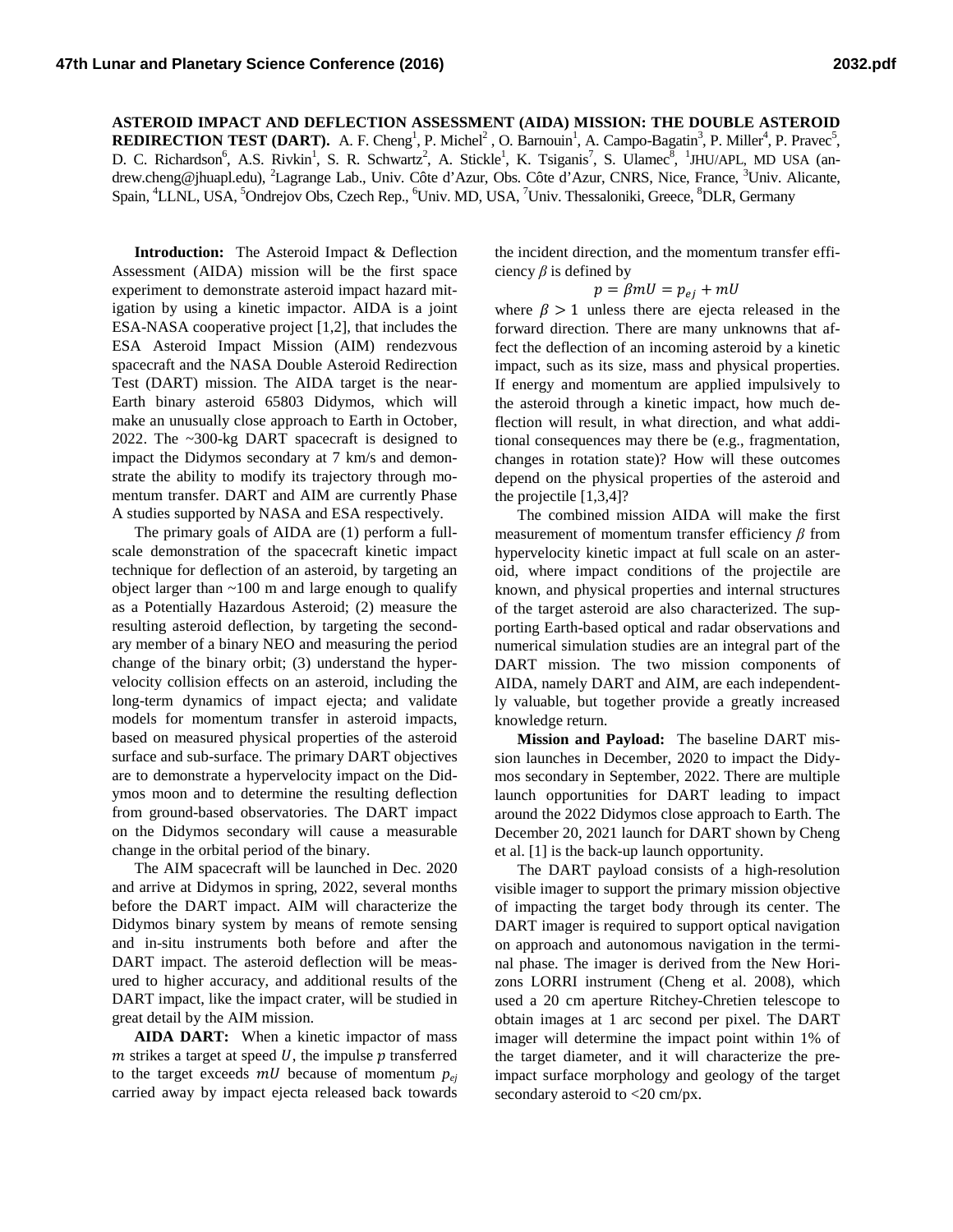**ASTEROID IMPACT AND DEFLECTION ASSESSMENT (AIDA) MISSION: THE DOUBLE ASTEROID REDIRECTION TEST (DART).** A. F. Cheng[1], P. Michel[2], O. Barnouin[1], A. Campo-Bagatin[3], P. Miller[4], P. Pravec[5], D. C. Richardson[6], A.S. Rivkin[1], S. R. Schwartz[2], A. Stickle[1], K. Tsiganis[7], S. Ulamec[8], [1]JHU/APL, MD USA (andrew.cheng@jhuapl.edu), [2]Lagrange Lab., Univ. Côte d'Azur, Obs. Côte d'Azur, CNRS, Nice, France, [3]Univ. Alicante, Spain, [4]LLNL, USA, [5]Ondrejov Obs, Czech Rep., [6]Univ. MD, USA, [7]Univ. Thessaloniki, Greece, [8]DLR, Germany

**Introduction:** The Asteroid Impact & Deflection Assessment (AIDA) mission will be the first space experiment to demonstrate asteroid impact hazard mitigation by using a kinetic impactor. AIDA is a joint ESA-NASA cooperative project [1,2], that includes the ESA Asteroid Impact Mission (AIM) rendezvous spacecraft and the NASA Double Asteroid Redirection Test (DART) mission. The AIDA target is the near-Earth binary asteroid 65803 Didymos, which will make an unusually close approach to Earth in October, 2022. The ~300-kg DART spacecraft is designed to impact the Didymos secondary at 7 km/s and demonstrate the ability to modify its trajectory through momentum transfer. DART and AIM are currently Phase A studies supported by NASA and ESA respectively.

The primary goals of AIDA are (1) perform a full-scale demonstration of the spacecraft kinetic impact technique for deflection of an asteroid, by targeting an object larger than ~100 m and large enough to qualify as a Potentially Hazardous Asteroid; (2) measure the resulting asteroid deflection, by targeting the secondary member of a binary NEO and measuring the period change of the binary orbit; (3) understand the hypervelocity collision effects on an asteroid, including the long-term dynamics of impact ejecta; and validate models for momentum transfer in asteroid impacts, based on measured physical properties of the asteroid surface and sub-surface. The primary DART objectives are to demonstrate a hypervelocity impact on the Didymos moon and to determine the resulting deflection from ground-based observatories. The DART impact on the Didymos secondary will cause a measurable change in the orbital period of the binary.

The AIM spacecraft will be launched in Dec. 2020 and arrive at Didymos in spring, 2022, several months before the DART impact. AIM will characterize the Didymos binary system by means of remote sensing and in-situ instruments both before and after the DART impact. The asteroid deflection will be measured to higher accuracy, and additional results of the DART impact, like the impact crater, will be studied in great detail by the AIM mission.

**AIDA DART:** When a kinetic impactor of mass $m$ strikes a target at speed $U$, the impulse $p$ transferred to the target exceeds $mU$ because of momentum $p_{ej}$ carried away by impact ejecta released back towards the incident direction, and the momentum transfer efficiency $\beta$ is defined by

$$p = \beta m U = p_{ej} + mU$$

where $\beta > 1$ unless there are ejecta released in the forward direction. There are many unknowns that affect the deflection of an incoming asteroid by a kinetic impact, such as its size, mass and physical properties. If energy and momentum are applied impulsively to the asteroid through a kinetic impact, how much deflection will result, in what direction, and what additional consequences may there be (e.g., fragmentation, changes in rotation state)? How will these outcomes depend on the physical properties of the asteroid and the projectile [1,3,4]?

The combined mission AIDA will make the first measurement of momentum transfer efficiency $\beta$ from hypervelocity kinetic impact at full scale on an asteroid, where impact conditions of the projectile are known, and physical properties and internal structures of the target asteroid are also characterized. The supporting Earth-based optical and radar observations and numerical simulation studies are an integral part of the DART mission. The two mission components of AIDA, namely DART and AIM, are each independently valuable, but together provide a greatly increased knowledge return.

**Mission and Payload:** The baseline DART mission launches in December, 2020 to impact the Didymos secondary in September, 2022. There are multiple launch opportunities for DART leading to impact around the 2022 Didymos close approach to Earth. The December 20, 2021 launch for DART shown by Cheng et al. [1] is the back-up launch opportunity.

The DART payload consists of a high-resolution visible imager to support the primary mission objective of impacting the target body through its center. The DART imager is required to support optical navigation on approach and autonomous navigation in the terminal phase. The imager is derived from the New Horizons LORRI instrument (Cheng et al. 2008), which used a 20 cm aperture Ritchey-Chretien telescope to obtain images at 1 arc second per pixel. The DART imager will determine the impact point within 1% of the target diameter, and it will characterize the pre-impact surface morphology and geology of the target secondary asteroid to <20 cm/px.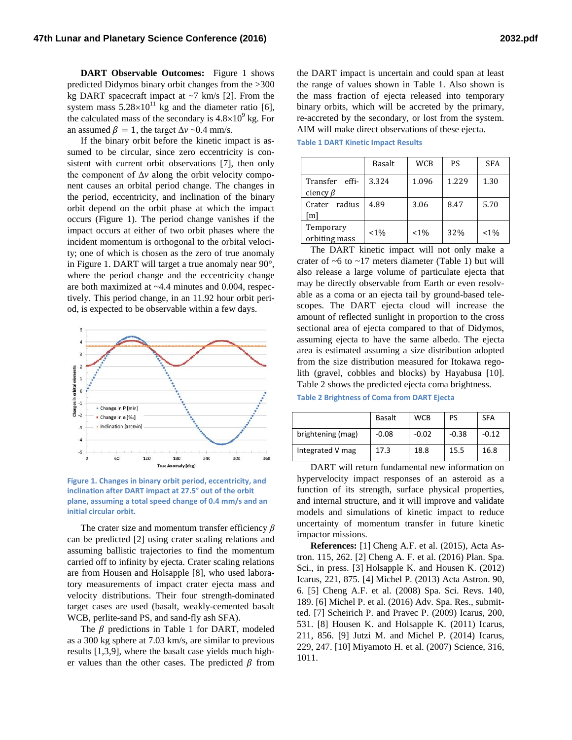**DART Observable Outcomes:** Figure 1 shows predicted Didymos binary orbit changes from the >300 kg DART spacecraft impact at ~7 km/s [2]. From the system mass $5.28\times10^{11}$ kg and the diameter ratio [6], the calculated mass of the secondary is $4.8\times10^{9}$ kg. For an assumed $\beta = 1$, the target $\Delta v$ ~0.4 mm/s.

If the binary orbit before the kinetic impact is assumed to be circular, since zero eccentricity is consistent with current orbit observations [7], then only the component of $\Delta v$ along the orbit velocity component causes an orbital period change. The changes in the period, eccentricity, and inclination of the binary orbit depend on the orbit phase at which the impact occurs (Figure 1). The period change vanishes if the impact occurs at either of two orbit phases where the incident momentum is orthogonal to the orbital velocity; one of which is chosen as the zero of true anomaly in Figure 1. DART will target a true anomaly near 90°, where the period change and the eccentricity change are both maximized at ~4.4 minutes and 0.004, respectively. This period change, in an 11.92 hour orbit period, is expected to be observable within a few days.

Changes in orbital elements

5
4
3
2
1
0
-1
-2
-3
-4
-5

0 60 120 180 240 300 360

True Anomaly [deg]

Change in P [min]
Change in e [‰]
Inclination [arcmin]

Figure 1. Changes in binary orbit period, eccentricity, and inclination after DART impact at 27.5° out of the orbit plane, assuming a total speed change of 0.4 mm/s and an initial circular orbit.

The crater size and momentum transfer efficiency $\beta$ can be predicted [2] using crater scaling relations and assuming ballistic trajectories to find the momentum carried off to infinity by ejecta. Crater scaling relations are from Housen and Holsapple [8], who used laboratory measurements of impact crater ejecta mass and velocity distributions. Their four strength-dominated target cases are used (basalt, weakly-cemented basalt WCB, perlite-sand PS, and sand-fly ash SFA).

The $\beta$ predictions in Table 1 for DART, modeled as a 300 kg sphere at 7.03 km/s, are similar to previous results [1,3,9], where the basalt case yields much higher values than the other cases. The predicted $\beta$ from the DART impact is uncertain and could span at least the range of values shown in Table 1. Also shown is the mass fraction of ejecta released into temporary binary orbits, which will be accreted by the primary, re-accreted by the secondary, or lost from the system. AIM will make direct observations of these ejecta.

**Table 1 DART Kinetic Impact Results**

| | Basalt | WCB | PS | SFA |
|---|---|---|---|---|
| Transfer efficiency $\beta$ | 3.324 | 1.096 | 1.229 | 1.30 |
| Crater radius [m] | 4.89 | 3.06 | 8.47 | 5.70 |
| Temporary orbiting mass | <1% | <1% | 32% | <1% |

The DART kinetic impact will not only make a crater of ~6 to ~17 meters diameter (Table 1) but will also release a large volume of particulate ejecta that may be directly observable from Earth or even resolvable as a coma or an ejecta tail by ground-based telescopes. The DART ejecta cloud will increase the amount of reflected sunlight in proportion to the cross sectional area of ejecta compared to that of Didymos, assuming ejecta to have the same albedo. The ejecta area is estimated assuming a size distribution adopted from the size distribution measured for Itokawa regolith (gravel, cobbles and blocks) by Hayabusa [10]. Table 2 shows the predicted ejecta coma brightness.

**Table 2 Brightness of Coma from DART Ejecta**

| | Basalt | WCB | PS | SFA |
|---|---|---|---|---|
| brightening (mag) | -0.08 | -0.02 | -0.38 | -0.12 |
| Integrated V mag | 17.3 | 18.8 | 15.5 | 16.8 |

DART will return fundamental new information on hypervelocity impact responses of an asteroid as a function of its strength, surface physical properties, and internal structure, and it will improve and validate models and simulations of kinetic impact to reduce uncertainty of momentum transfer in future kinetic impactor missions.

**References:** [1] Cheng A.F. et al. (2015), Acta Astron. 115, 262. [2] Cheng A. F. et al. (2016) Plan. Spa. Sci., in press. [3] Holsapple K. and Housen K. (2012) Icarus, 221, 875. [4] Michel P. (2013) Acta Astron. 90, 6. [5] Cheng A.F. et al. (2008) Spa. Sci. Revs. 140, 189. [6] Michel P. et al. (2016) Adv. Spa. Res., submitted. [7] Scheirich P. and Pravec P. (2009) Icarus, 200, 531. [8] Housen K. and Holsapple K. (2011) Icarus, 211, 856. [9] Jutzi M. and Michel P. (2014) Icarus, 229, 247. [10] Miyamoto H. et al. (2007) Science, 316, 1011.